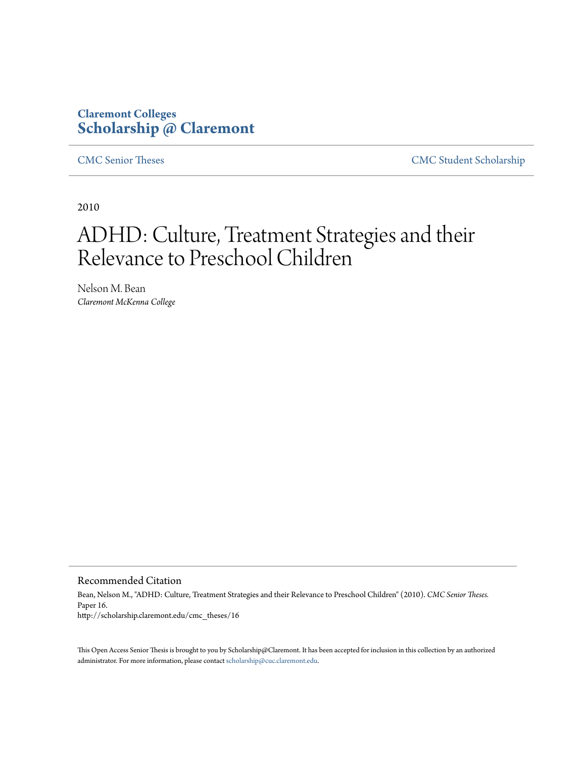**Claremont Colleges**
**Scholarship @ Claremont**

CMC Senior Theses | CMC Student Scholarship

2010

# ADHD: Culture, Treatment Strategies and their Relevance to Preschool Children

Nelson M. Bean
*Claremont McKenna College*

## Recommended Citation

Bean, Nelson M., "ADHD: Culture, Treatment Strategies and their Relevance to Preschool Children" (2010). *CMC Senior Theses.* Paper 16.
http://scholarship.claremont.edu/cmc_theses/16

This Open Access Senior Thesis is brought to you by Scholarship@Claremont. It has been accepted for inclusion in this collection by an authorized administrator. For more information, please contact scholarship@cuc.claremont.edu.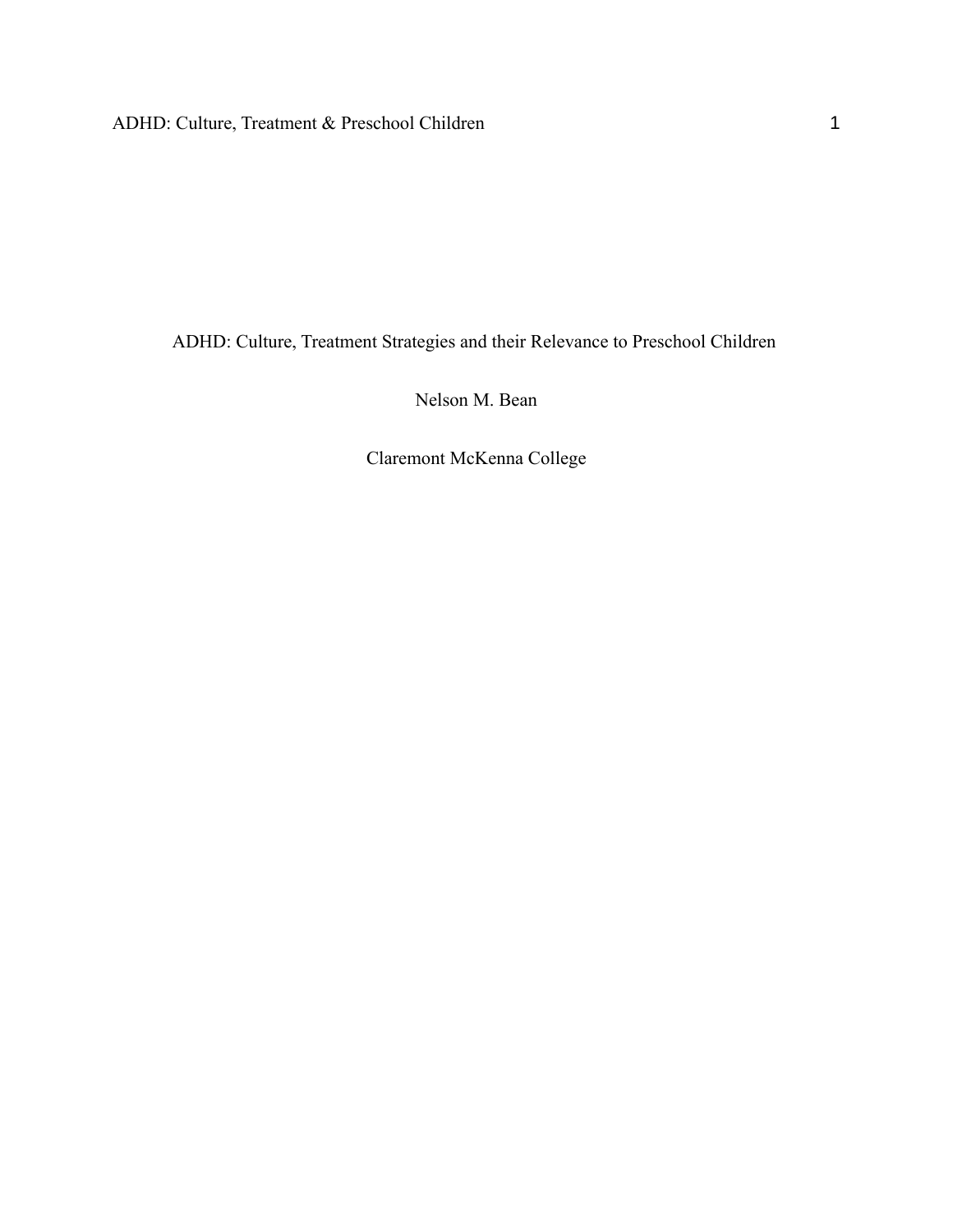# ADHD: Culture, Treatment Strategies and their Relevance to Preschool Children

Nelson M. Bean

Claremont McKenna College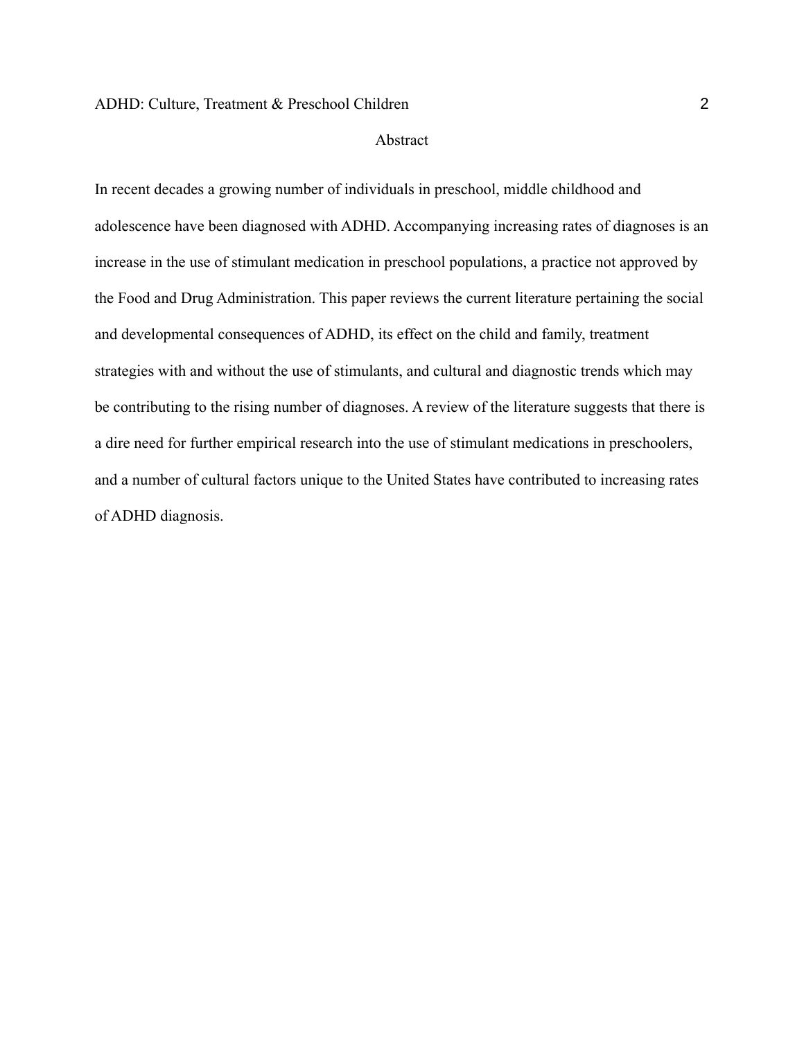## Abstract

In recent decades a growing number of individuals in preschool, middle childhood and adolescence have been diagnosed with ADHD. Accompanying increasing rates of diagnoses is an increase in the use of stimulant medication in preschool populations, a practice not approved by the Food and Drug Administration. This paper reviews the current literature pertaining the social and developmental consequences of ADHD, its effect on the child and family, treatment strategies with and without the use of stimulants, and cultural and diagnostic trends which may be contributing to the rising number of diagnoses. A review of the literature suggests that there is a dire need for further empirical research into the use of stimulant medications in preschoolers, and a number of cultural factors unique to the United States have contributed to increasing rates of ADHD diagnosis.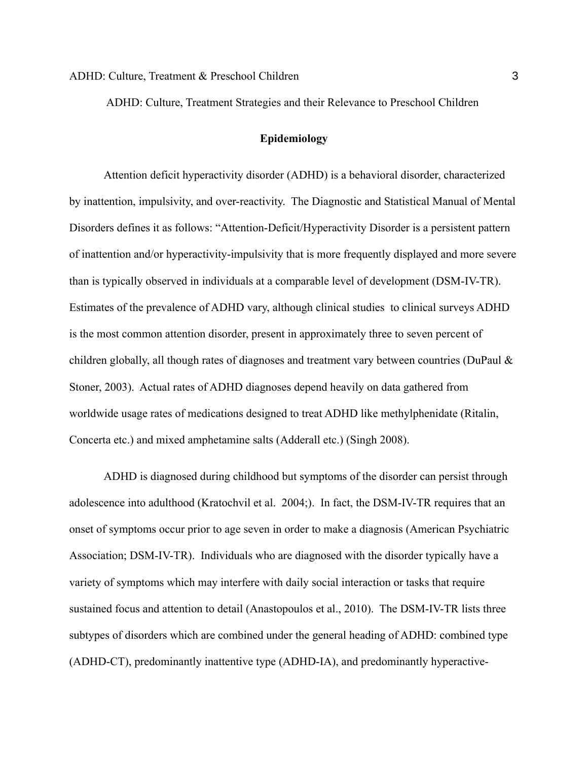ADHD: Culture, Treatment Strategies and their Relevance to Preschool Children

## Epidemiology

Attention deficit hyperactivity disorder (ADHD) is a behavioral disorder, characterized by inattention, impulsivity, and over-reactivity. The Diagnostic and Statistical Manual of Mental Disorders defines it as follows: "Attention-Deficit/Hyperactivity Disorder is a persistent pattern of inattention and/or hyperactivity-impulsivity that is more frequently displayed and more severe than is typically observed in individuals at a comparable level of development (DSM-IV-TR). Estimates of the prevalence of ADHD vary, although clinical studies to clinical surveys ADHD is the most common attention disorder, present in approximately three to seven percent of children globally, all though rates of diagnoses and treatment vary between countries (DuPaul & Stoner, 2003). Actual rates of ADHD diagnoses depend heavily on data gathered from worldwide usage rates of medications designed to treat ADHD like methylphenidate (Ritalin, Concerta etc.) and mixed amphetamine salts (Adderall etc.) (Singh 2008).

ADHD is diagnosed during childhood but symptoms of the disorder can persist through adolescence into adulthood (Kratochvil et al. 2004;). In fact, the DSM-IV-TR requires that an onset of symptoms occur prior to age seven in order to make a diagnosis (American Psychiatric Association; DSM-IV-TR). Individuals who are diagnosed with the disorder typically have a variety of symptoms which may interfere with daily social interaction or tasks that require sustained focus and attention to detail (Anastopoulos et al., 2010). The DSM-IV-TR lists three subtypes of disorders which are combined under the general heading of ADHD: combined type (ADHD-CT), predominantly inattentive type (ADHD-IA), and predominantly hyperactive-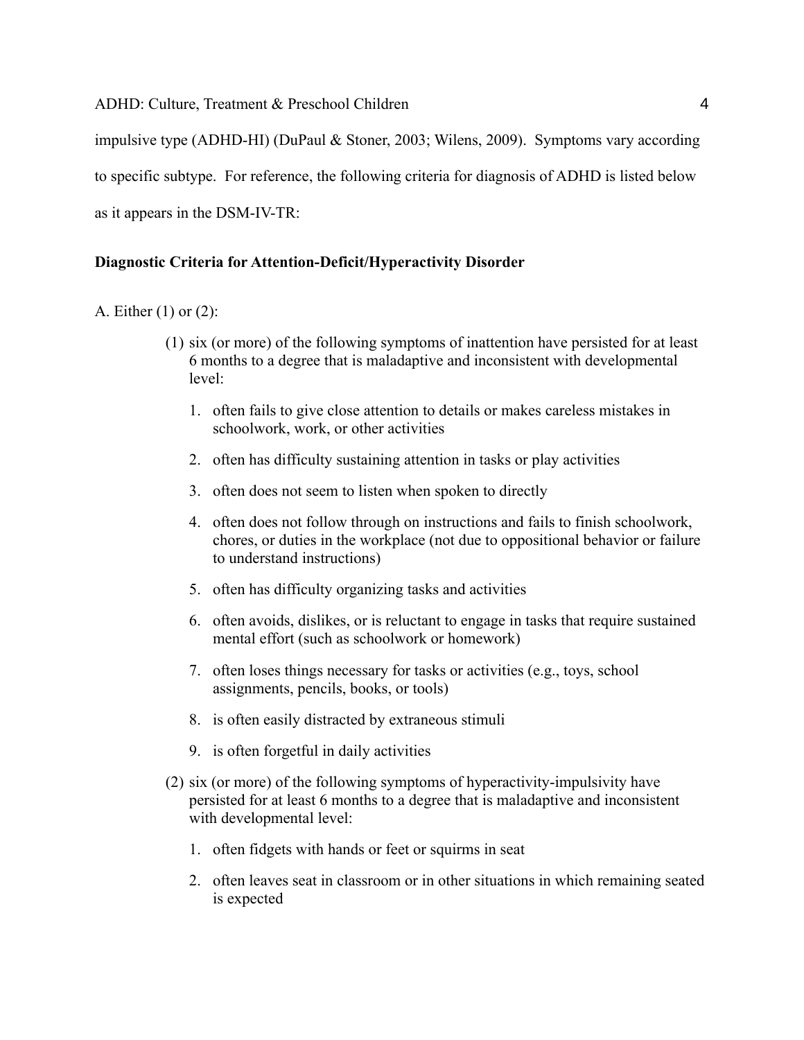impulsive type (ADHD-HI) (DuPaul & Stoner, 2003; Wilens, 2009). Symptoms vary according to specific subtype. For reference, the following criteria for diagnosis of ADHD is listed below as it appears in the DSM-IV-TR:

**Diagnostic Criteria for Attention-Deficit/Hyperactivity Disorder**

A. Either (1) or (2):

(1) six (or more) of the following symptoms of inattention have persisted for at least 6 months to a degree that is maladaptive and inconsistent with developmental level:

1. often fails to give close attention to details or makes careless mistakes in schoolwork, work, or other activities
2. often has difficulty sustaining attention in tasks or play activities
3. often does not seem to listen when spoken to directly
4. often does not follow through on instructions and fails to finish schoolwork, chores, or duties in the workplace (not due to oppositional behavior or failure to understand instructions)
5. often has difficulty organizing tasks and activities
6. often avoids, dislikes, or is reluctant to engage in tasks that require sustained mental effort (such as schoolwork or homework)
7. often loses things necessary for tasks or activities (e.g., toys, school assignments, pencils, books, or tools)
8. is often easily distracted by extraneous stimuli
9. is often forgetful in daily activities

(2) six (or more) of the following symptoms of hyperactivity-impulsivity have persisted for at least 6 months to a degree that is maladaptive and inconsistent with developmental level:

1. often fidgets with hands or feet or squirms in seat
2. often leaves seat in classroom or in other situations in which remaining seated is expected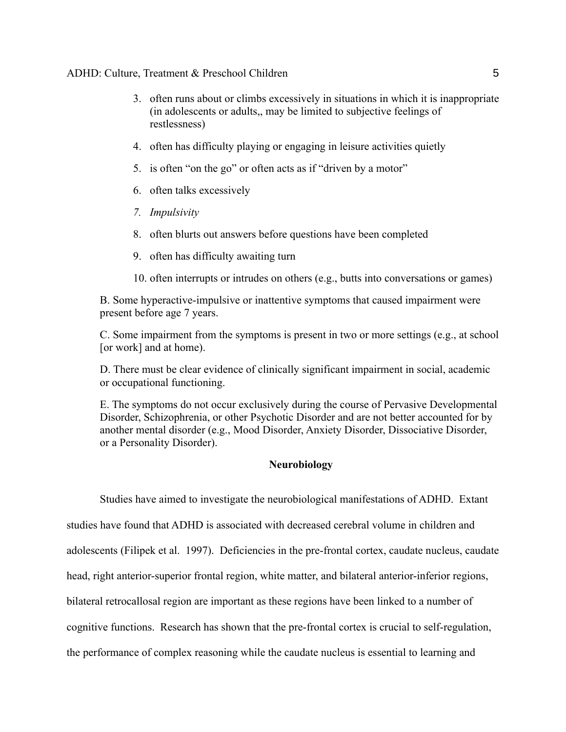3. often runs about or climbs excessively in situations in which it is inappropriate (in adolescents or adults,, may be limited to subjective feelings of restlessness)

4. often has difficulty playing or engaging in leisure activities quietly

5. is often "on the go" or often acts as if "driven by a motor"

6. often talks excessively

7. *Impulsivity*

8. often blurts out answers before questions have been completed

9. often has difficulty awaiting turn

10. often interrupts or intrudes on others (e.g., butts into conversations or games)

B. Some hyperactive-impulsive or inattentive symptoms that caused impairment were present before age 7 years.

C. Some impairment from the symptoms is present in two or more settings (e.g., at school [or work] and at home).

D. There must be clear evidence of clinically significant impairment in social, academic or occupational functioning.

E. The symptoms do not occur exclusively during the course of Pervasive Developmental Disorder, Schizophrenia, or other Psychotic Disorder and are not better accounted for by another mental disorder (e.g., Mood Disorder, Anxiety Disorder, Dissociative Disorder, or a Personality Disorder).

## Neurobiology

Studies have aimed to investigate the neurobiological manifestations of ADHD. Extant studies have found that ADHD is associated with decreased cerebral volume in children and adolescents (Filipek et al. 1997). Deficiencies in the pre-frontal cortex, caudate nucleus, caudate head, right anterior-superior frontal region, white matter, and bilateral anterior-inferior regions, bilateral retrocallosal region are important as these regions have been linked to a number of cognitive functions. Research has shown that the pre-frontal cortex is crucial to self-regulation, the performance of complex reasoning while the caudate nucleus is essential to learning and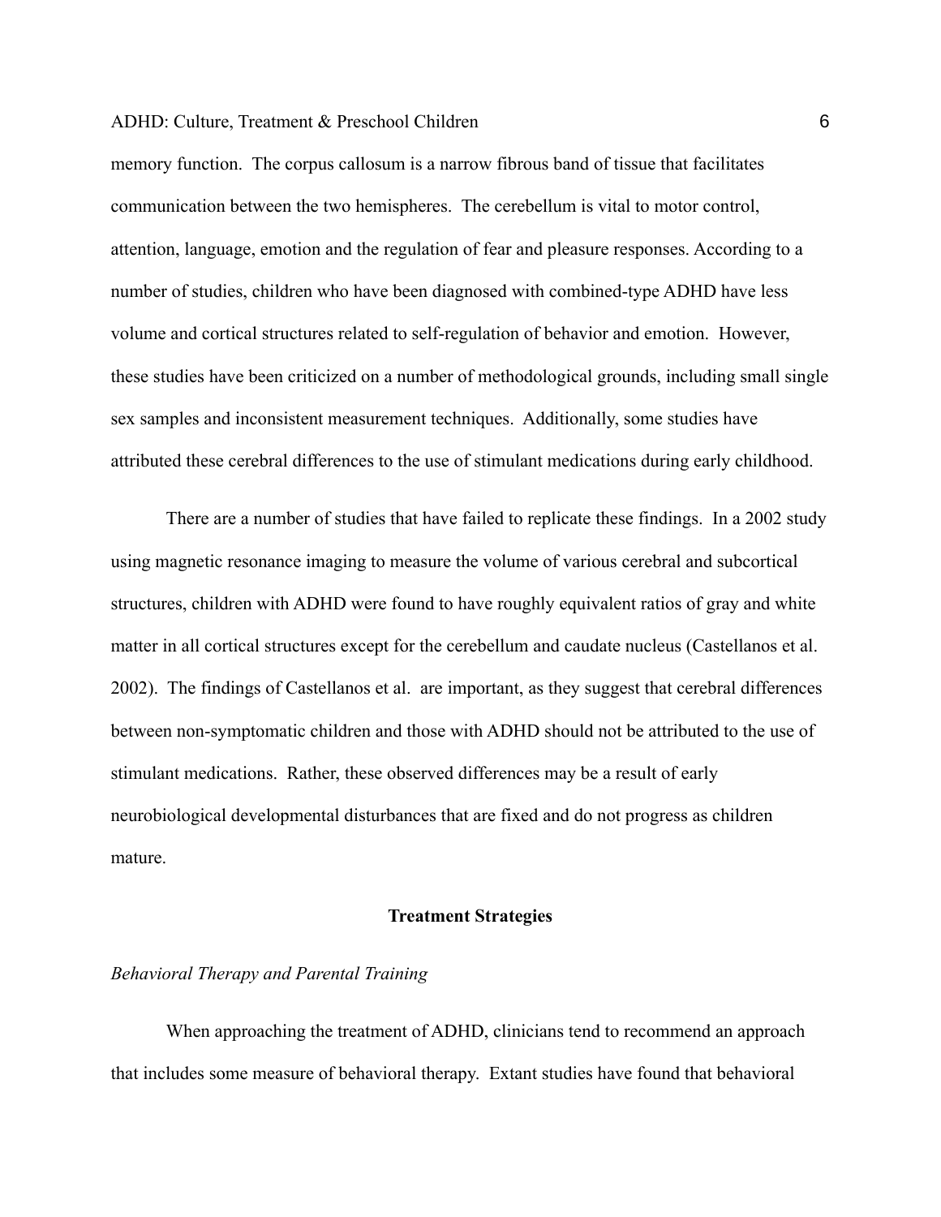memory function. The corpus callosum is a narrow fibrous band of tissue that facilitates communication between the two hemispheres. The cerebellum is vital to motor control, attention, language, emotion and the regulation of fear and pleasure responses. According to a number of studies, children who have been diagnosed with combined-type ADHD have less volume and cortical structures related to self-regulation of behavior and emotion. However, these studies have been criticized on a number of methodological grounds, including small single sex samples and inconsistent measurement techniques. Additionally, some studies have attributed these cerebral differences to the use of stimulant medications during early childhood.

There are a number of studies that have failed to replicate these findings. In a 2002 study using magnetic resonance imaging to measure the volume of various cerebral and subcortical structures, children with ADHD were found to have roughly equivalent ratios of gray and white matter in all cortical structures except for the cerebellum and caudate nucleus (Castellanos et al. 2002). The findings of Castellanos et al. are important, as they suggest that cerebral differences between non-symptomatic children and those with ADHD should not be attributed to the use of stimulant medications. Rather, these observed differences may be a result of early neurobiological developmental disturbances that are fixed and do not progress as children mature.

## Treatment Strategies

### *Behavioral Therapy and Parental Training*

When approaching the treatment of ADHD, clinicians tend to recommend an approach that includes some measure of behavioral therapy. Extant studies have found that behavioral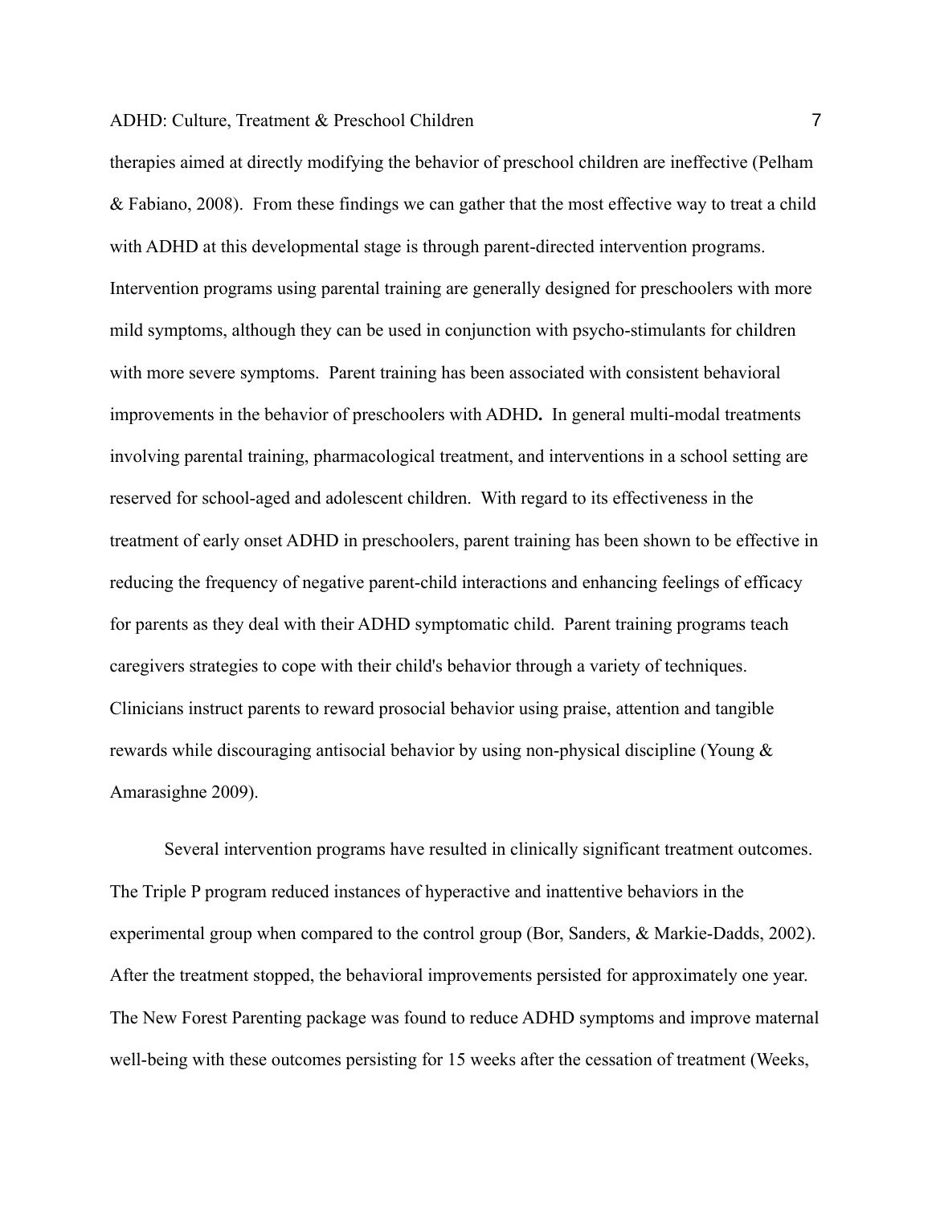therapies aimed at directly modifying the behavior of preschool children are ineffective (Pelham & Fabiano, 2008). From these findings we can gather that the most effective way to treat a child with ADHD at this developmental stage is through parent-directed intervention programs. Intervention programs using parental training are generally designed for preschoolers with more mild symptoms, although they can be used in conjunction with psycho-stimulants for children with more severe symptoms. Parent training has been associated with consistent behavioral improvements in the behavior of preschoolers with ADHD**.** In general multi-modal treatments involving parental training, pharmacological treatment, and interventions in a school setting are reserved for school-aged and adolescent children. With regard to its effectiveness in the treatment of early onset ADHD in preschoolers, parent training has been shown to be effective in reducing the frequency of negative parent-child interactions and enhancing feelings of efficacy for parents as they deal with their ADHD symptomatic child. Parent training programs teach caregivers strategies to cope with their child's behavior through a variety of techniques. Clinicians instruct parents to reward prosocial behavior using praise, attention and tangible rewards while discouraging antisocial behavior by using non-physical discipline (Young & Amarasighne 2009).

Several intervention programs have resulted in clinically significant treatment outcomes. The Triple P program reduced instances of hyperactive and inattentive behaviors in the experimental group when compared to the control group (Bor, Sanders, & Markie-Dadds, 2002). After the treatment stopped, the behavioral improvements persisted for approximately one year. The New Forest Parenting package was found to reduce ADHD symptoms and improve maternal well-being with these outcomes persisting for 15 weeks after the cessation of treatment (Weeks,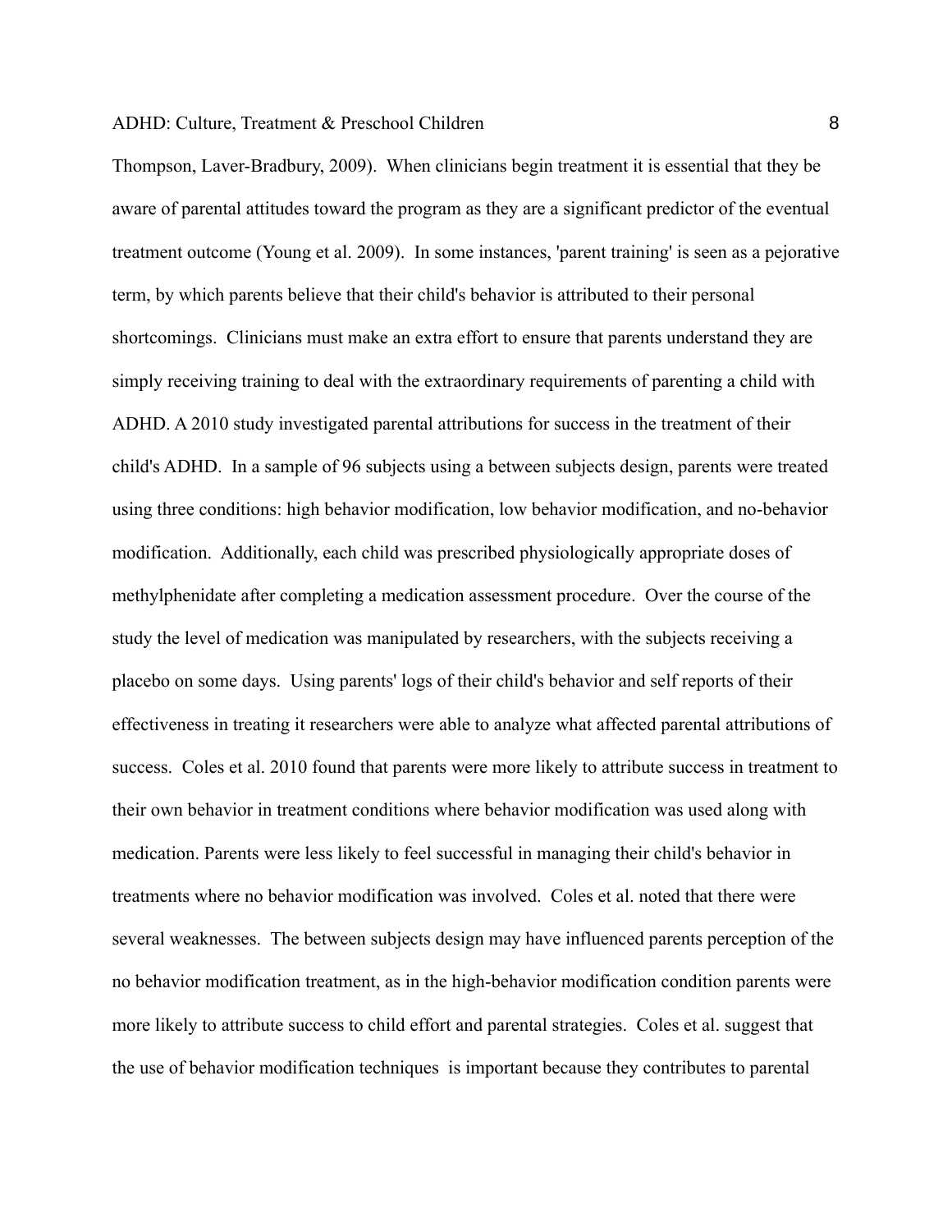Thompson, Laver-Bradbury, 2009). When clinicians begin treatment it is essential that they be aware of parental attitudes toward the program as they are a significant predictor of the eventual treatment outcome (Young et al. 2009). In some instances, 'parent training' is seen as a pejorative term, by which parents believe that their child's behavior is attributed to their personal shortcomings. Clinicians must make an extra effort to ensure that parents understand they are simply receiving training to deal with the extraordinary requirements of parenting a child with ADHD. A 2010 study investigated parental attributions for success in the treatment of their child's ADHD. In a sample of 96 subjects using a between subjects design, parents were treated using three conditions: high behavior modification, low behavior modification, and no-behavior modification. Additionally, each child was prescribed physiologically appropriate doses of methylphenidate after completing a medication assessment procedure. Over the course of the study the level of medication was manipulated by researchers, with the subjects receiving a placebo on some days. Using parents' logs of their child's behavior and self reports of their effectiveness in treating it researchers were able to analyze what affected parental attributions of success. Coles et al. 2010 found that parents were more likely to attribute success in treatment to their own behavior in treatment conditions where behavior modification was used along with medication. Parents were less likely to feel successful in managing their child's behavior in treatments where no behavior modification was involved. Coles et al. noted that there were several weaknesses. The between subjects design may have influenced parents perception of the no behavior modification treatment, as in the high-behavior modification condition parents were more likely to attribute success to child effort and parental strategies. Coles et al. suggest that the use of behavior modification techniques is important because they contributes to parental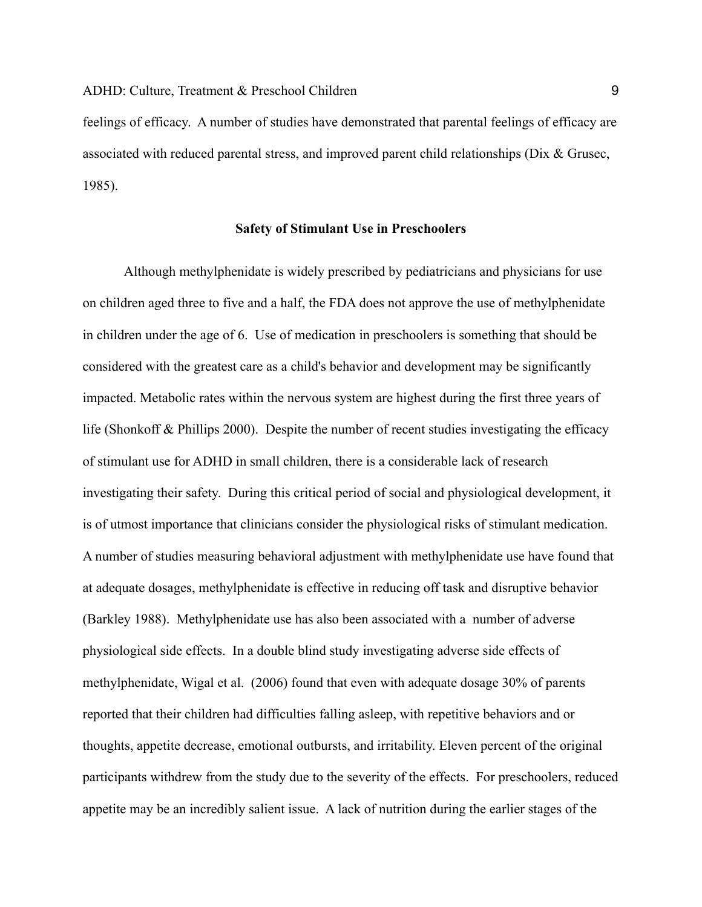feelings of efficacy. A number of studies have demonstrated that parental feelings of efficacy are associated with reduced parental stress, and improved parent child relationships (Dix & Grusec, 1985).

## Safety of Stimulant Use in Preschoolers

Although methylphenidate is widely prescribed by pediatricians and physicians for use on children aged three to five and a half, the FDA does not approve the use of methylphenidate in children under the age of 6. Use of medication in preschoolers is something that should be considered with the greatest care as a child's behavior and development may be significantly impacted. Metabolic rates within the nervous system are highest during the first three years of life (Shonkoff & Phillips 2000). Despite the number of recent studies investigating the efficacy of stimulant use for ADHD in small children, there is a considerable lack of research investigating their safety. During this critical period of social and physiological development, it is of utmost importance that clinicians consider the physiological risks of stimulant medication. A number of studies measuring behavioral adjustment with methylphenidate use have found that at adequate dosages, methylphenidate is effective in reducing off task and disruptive behavior (Barkley 1988). Methylphenidate use has also been associated with a number of adverse physiological side effects. In a double blind study investigating adverse side effects of methylphenidate, Wigal et al. (2006) found that even with adequate dosage 30% of parents reported that their children had difficulties falling asleep, with repetitive behaviors and or thoughts, appetite decrease, emotional outbursts, and irritability. Eleven percent of the original participants withdrew from the study due to the severity of the effects. For preschoolers, reduced appetite may be an incredibly salient issue. A lack of nutrition during the earlier stages of the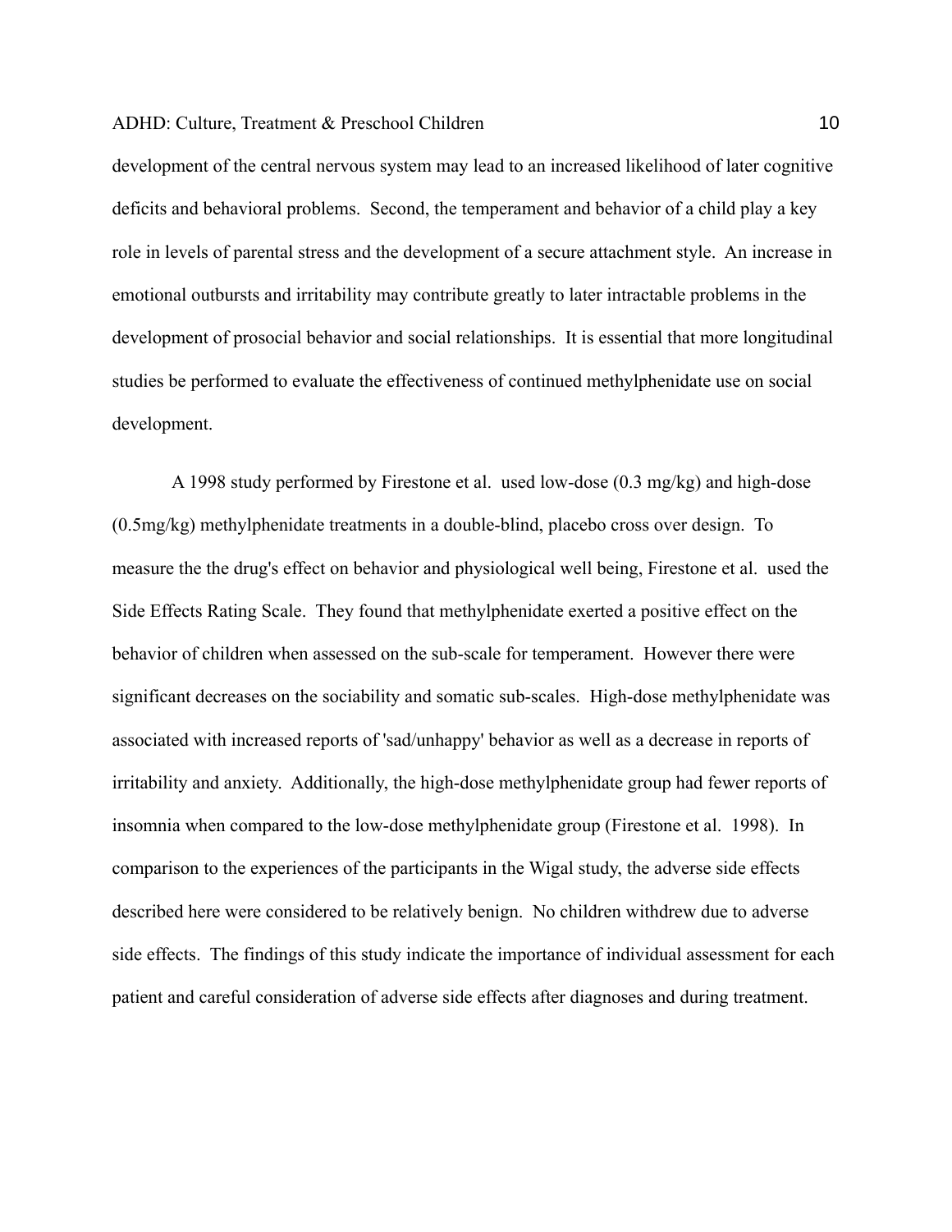development of the central nervous system may lead to an increased likelihood of later cognitive deficits and behavioral problems. Second, the temperament and behavior of a child play a key role in levels of parental stress and the development of a secure attachment style. An increase in emotional outbursts and irritability may contribute greatly to later intractable problems in the development of prosocial behavior and social relationships. It is essential that more longitudinal studies be performed to evaluate the effectiveness of continued methylphenidate use on social development.

A 1998 study performed by Firestone et al. used low-dose (0.3 mg/kg) and high-dose (0.5mg/kg) methylphenidate treatments in a double-blind, placebo cross over design. To measure the the drug's effect on behavior and physiological well being, Firestone et al. used the Side Effects Rating Scale. They found that methylphenidate exerted a positive effect on the behavior of children when assessed on the sub-scale for temperament. However there were significant decreases on the sociability and somatic sub-scales. High-dose methylphenidate was associated with increased reports of 'sad/unhappy' behavior as well as a decrease in reports of irritability and anxiety. Additionally, the high-dose methylphenidate group had fewer reports of insomnia when compared to the low-dose methylphenidate group (Firestone et al. 1998). In comparison to the experiences of the participants in the Wigal study, the adverse side effects described here were considered to be relatively benign. No children withdrew due to adverse side effects. The findings of this study indicate the importance of individual assessment for each patient and careful consideration of adverse side effects after diagnoses and during treatment.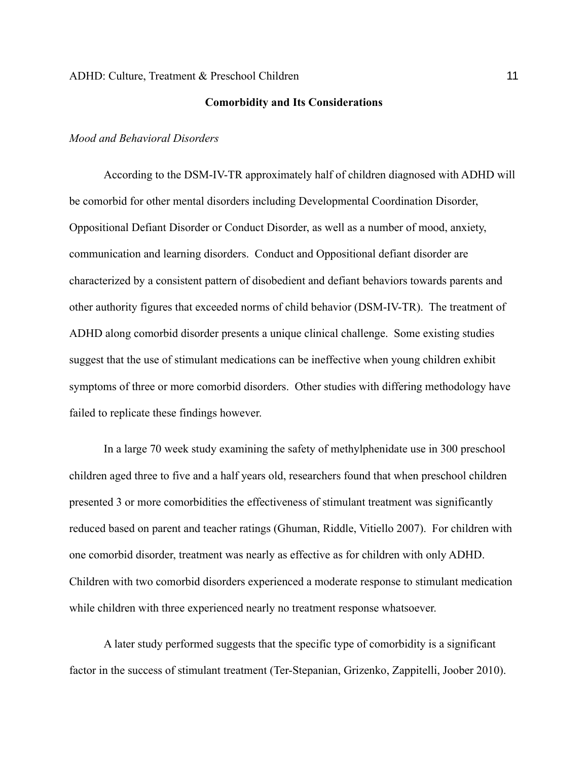## Comorbidity and Its Considerations

*Mood and Behavioral Disorders*

According to the DSM-IV-TR approximately half of children diagnosed with ADHD will be comorbid for other mental disorders including Developmental Coordination Disorder, Oppositional Defiant Disorder or Conduct Disorder, as well as a number of mood, anxiety, communication and learning disorders. Conduct and Oppositional defiant disorder are characterized by a consistent pattern of disobedient and defiant behaviors towards parents and other authority figures that exceeded norms of child behavior (DSM-IV-TR). The treatment of ADHD along comorbid disorder presents a unique clinical challenge. Some existing studies suggest that the use of stimulant medications can be ineffective when young children exhibit symptoms of three or more comorbid disorders. Other studies with differing methodology have failed to replicate these findings however.

In a large 70 week study examining the safety of methylphenidate use in 300 preschool children aged three to five and a half years old, researchers found that when preschool children presented 3 or more comorbidities the effectiveness of stimulant treatment was significantly reduced based on parent and teacher ratings (Ghuman, Riddle, Vitiello 2007). For children with one comorbid disorder, treatment was nearly as effective as for children with only ADHD. Children with two comorbid disorders experienced a moderate response to stimulant medication while children with three experienced nearly no treatment response whatsoever.

A later study performed suggests that the specific type of comorbidity is a significant factor in the success of stimulant treatment (Ter-Stepanian, Grizenko, Zappitelli, Joober 2010).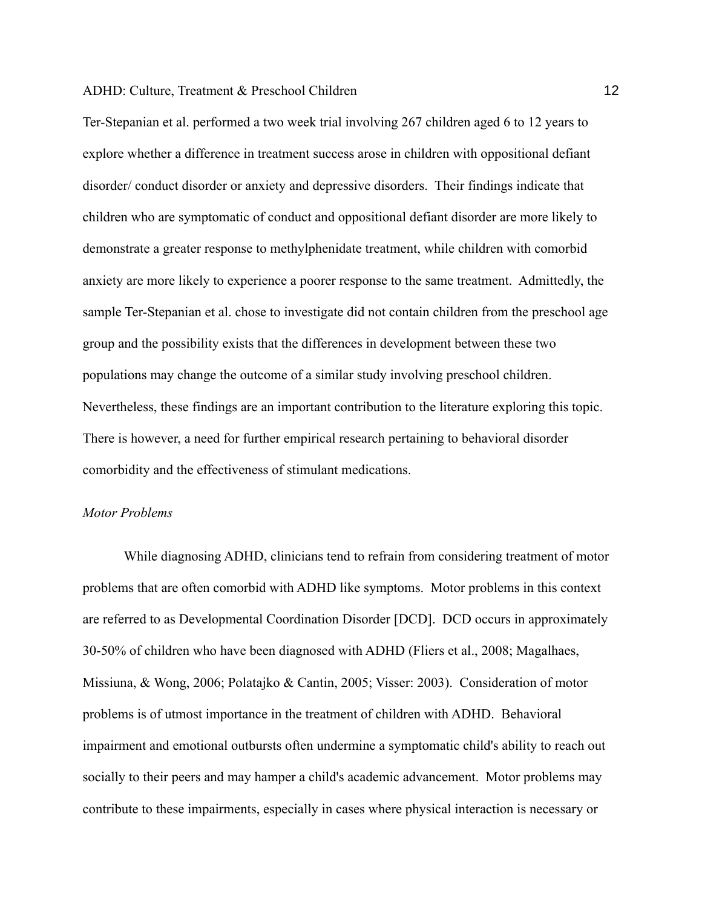Ter-Stepanian et al. performed a two week trial involving 267 children aged 6 to 12 years to explore whether a difference in treatment success arose in children with oppositional defiant disorder/ conduct disorder or anxiety and depressive disorders. Their findings indicate that children who are symptomatic of conduct and oppositional defiant disorder are more likely to demonstrate a greater response to methylphenidate treatment, while children with comorbid anxiety are more likely to experience a poorer response to the same treatment. Admittedly, the sample Ter-Stepanian et al. chose to investigate did not contain children from the preschool age group and the possibility exists that the differences in development between these two populations may change the outcome of a similar study involving preschool children. Nevertheless, these findings are an important contribution to the literature exploring this topic. There is however, a need for further empirical research pertaining to behavioral disorder comorbidity and the effectiveness of stimulant medications.

*Motor Problems*

While diagnosing ADHD, clinicians tend to refrain from considering treatment of motor problems that are often comorbid with ADHD like symptoms. Motor problems in this context are referred to as Developmental Coordination Disorder [DCD]. DCD occurs in approximately 30-50% of children who have been diagnosed with ADHD (Fliers et al., 2008; Magalhaes, Missiuna, & Wong, 2006; Polatajko & Cantin, 2005; Visser: 2003). Consideration of motor problems is of utmost importance in the treatment of children with ADHD. Behavioral impairment and emotional outbursts often undermine a symptomatic child's ability to reach out socially to their peers and may hamper a child's academic advancement. Motor problems may contribute to these impairments, especially in cases where physical interaction is necessary or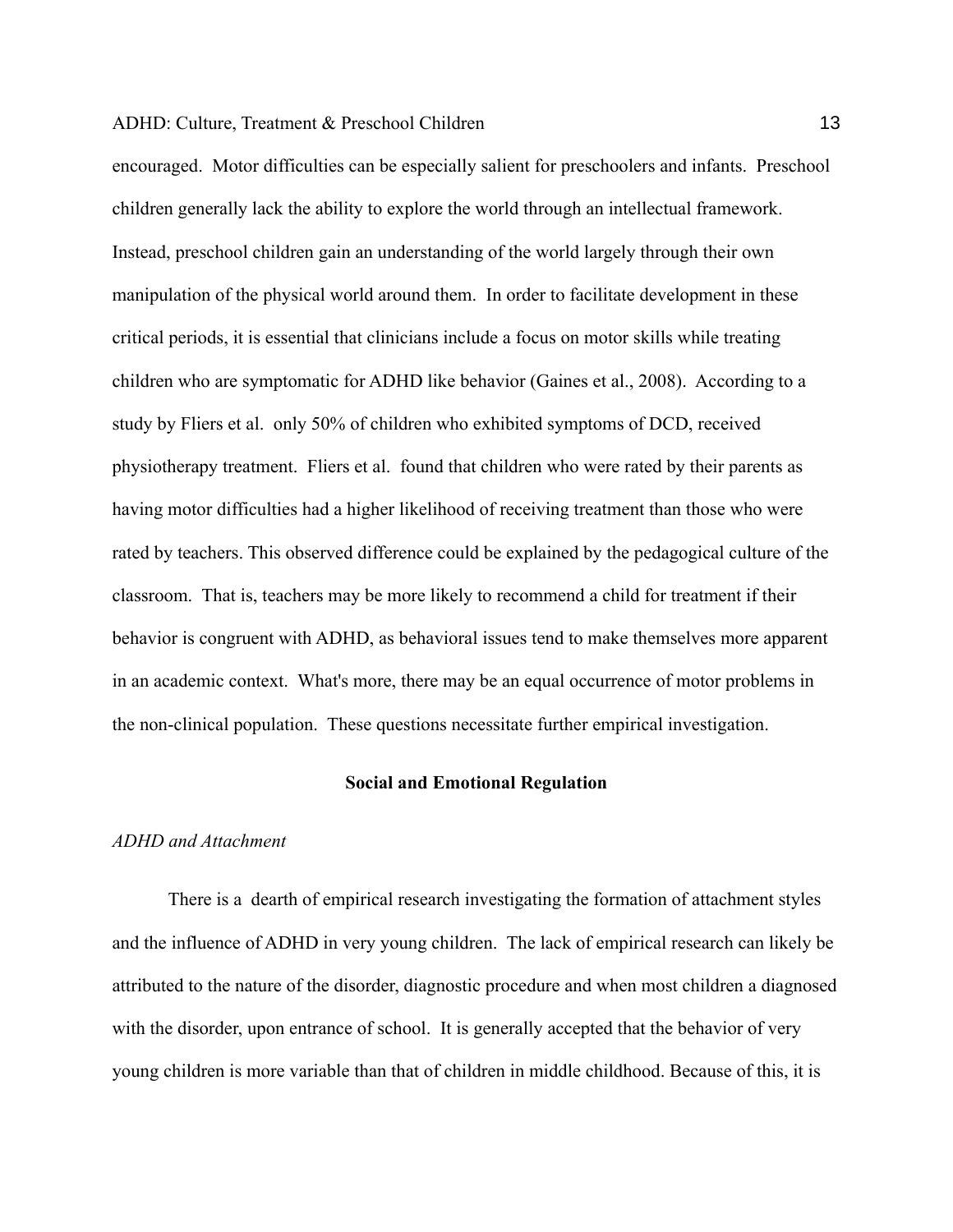encouraged. Motor difficulties can be especially salient for preschoolers and infants. Preschool children generally lack the ability to explore the world through an intellectual framework. Instead, preschool children gain an understanding of the world largely through their own manipulation of the physical world around them. In order to facilitate development in these critical periods, it is essential that clinicians include a focus on motor skills while treating children who are symptomatic for ADHD like behavior (Gaines et al., 2008). According to a study by Fliers et al. only 50% of children who exhibited symptoms of DCD, received physiotherapy treatment. Fliers et al. found that children who were rated by their parents as having motor difficulties had a higher likelihood of receiving treatment than those who were rated by teachers. This observed difference could be explained by the pedagogical culture of the classroom. That is, teachers may be more likely to recommend a child for treatment if their behavior is congruent with ADHD, as behavioral issues tend to make themselves more apparent in an academic context. What's more, there may be an equal occurrence of motor problems in the non-clinical population. These questions necessitate further empirical investigation.

## Social and Emotional Regulation

### *ADHD and Attachment*

There is a dearth of empirical research investigating the formation of attachment styles and the influence of ADHD in very young children. The lack of empirical research can likely be attributed to the nature of the disorder, diagnostic procedure and when most children a diagnosed with the disorder, upon entrance of school. It is generally accepted that the behavior of very young children is more variable than that of children in middle childhood. Because of this, it is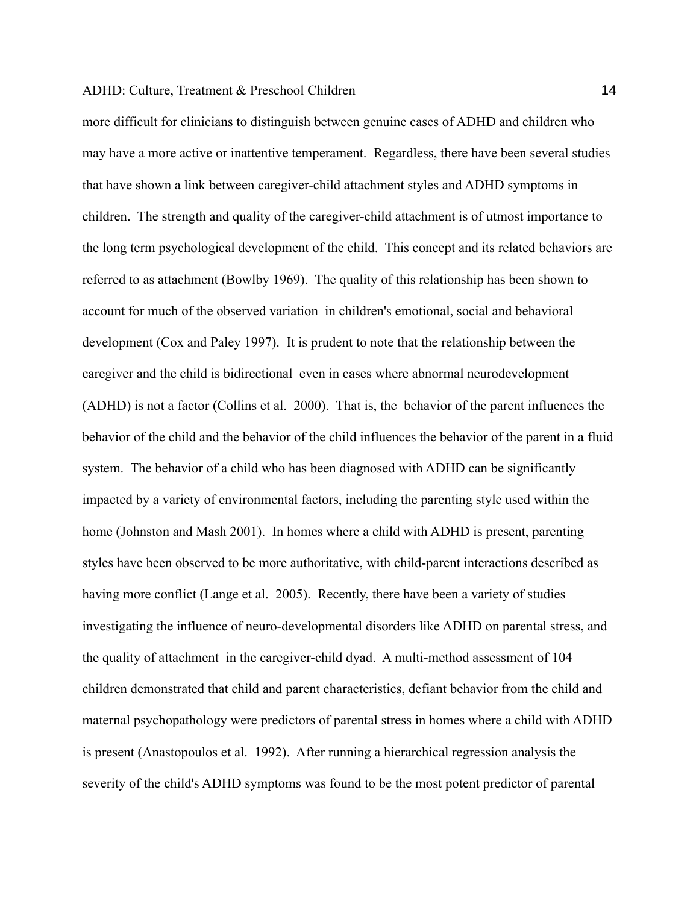more difficult for clinicians to distinguish between genuine cases of ADHD and children who may have a more active or inattentive temperament. Regardless, there have been several studies that have shown a link between caregiver-child attachment styles and ADHD symptoms in children. The strength and quality of the caregiver-child attachment is of utmost importance to the long term psychological development of the child. This concept and its related behaviors are referred to as attachment (Bowlby 1969). The quality of this relationship has been shown to account for much of the observed variation in children's emotional, social and behavioral development (Cox and Paley 1997). It is prudent to note that the relationship between the caregiver and the child is bidirectional even in cases where abnormal neurodevelopment (ADHD) is not a factor (Collins et al. 2000). That is, the behavior of the parent influences the behavior of the child and the behavior of the child influences the behavior of the parent in a fluid system. The behavior of a child who has been diagnosed with ADHD can be significantly impacted by a variety of environmental factors, including the parenting style used within the home (Johnston and Mash 2001). In homes where a child with ADHD is present, parenting styles have been observed to be more authoritative, with child-parent interactions described as having more conflict (Lange et al. 2005). Recently, there have been a variety of studies investigating the influence of neuro-developmental disorders like ADHD on parental stress, and the quality of attachment in the caregiver-child dyad. A multi-method assessment of 104 children demonstrated that child and parent characteristics, defiant behavior from the child and maternal psychopathology were predictors of parental stress in homes where a child with ADHD is present (Anastopoulos et al. 1992). After running a hierarchical regression analysis the severity of the child's ADHD symptoms was found to be the most potent predictor of parental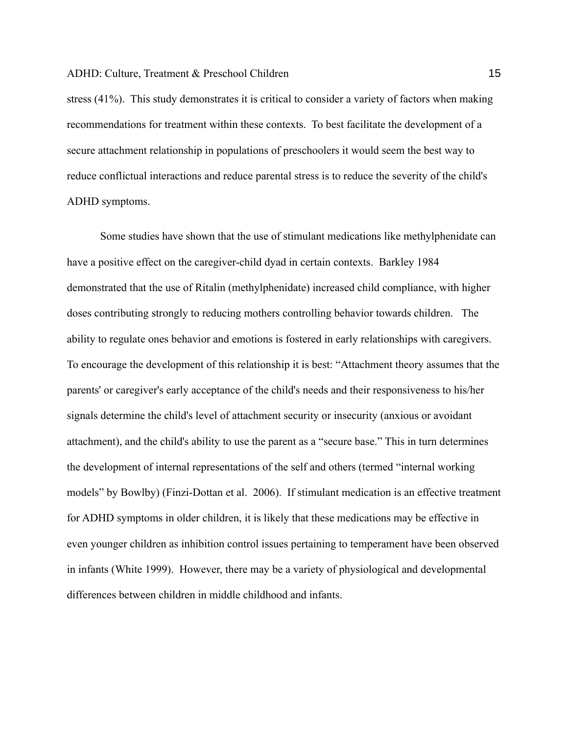stress (41%). This study demonstrates it is critical to consider a variety of factors when making recommendations for treatment within these contexts. To best facilitate the development of a secure attachment relationship in populations of preschoolers it would seem the best way to reduce conflictual interactions and reduce parental stress is to reduce the severity of the child's ADHD symptoms.

Some studies have shown that the use of stimulant medications like methylphenidate can have a positive effect on the caregiver-child dyad in certain contexts. Barkley 1984 demonstrated that the use of Ritalin (methylphenidate) increased child compliance, with higher doses contributing strongly to reducing mothers controlling behavior towards children. The ability to regulate ones behavior and emotions is fostered in early relationships with caregivers. To encourage the development of this relationship it is best: "Attachment theory assumes that the parents' or caregiver's early acceptance of the child's needs and their responsiveness to his/her signals determine the child's level of attachment security or insecurity (anxious or avoidant attachment), and the child's ability to use the parent as a "secure base." This in turn determines the development of internal representations of the self and others (termed "internal working models" by Bowlby) (Finzi-Dottan et al. 2006). If stimulant medication is an effective treatment for ADHD symptoms in older children, it is likely that these medications may be effective in even younger children as inhibition control issues pertaining to temperament have been observed in infants (White 1999). However, there may be a variety of physiological and developmental differences between children in middle childhood and infants.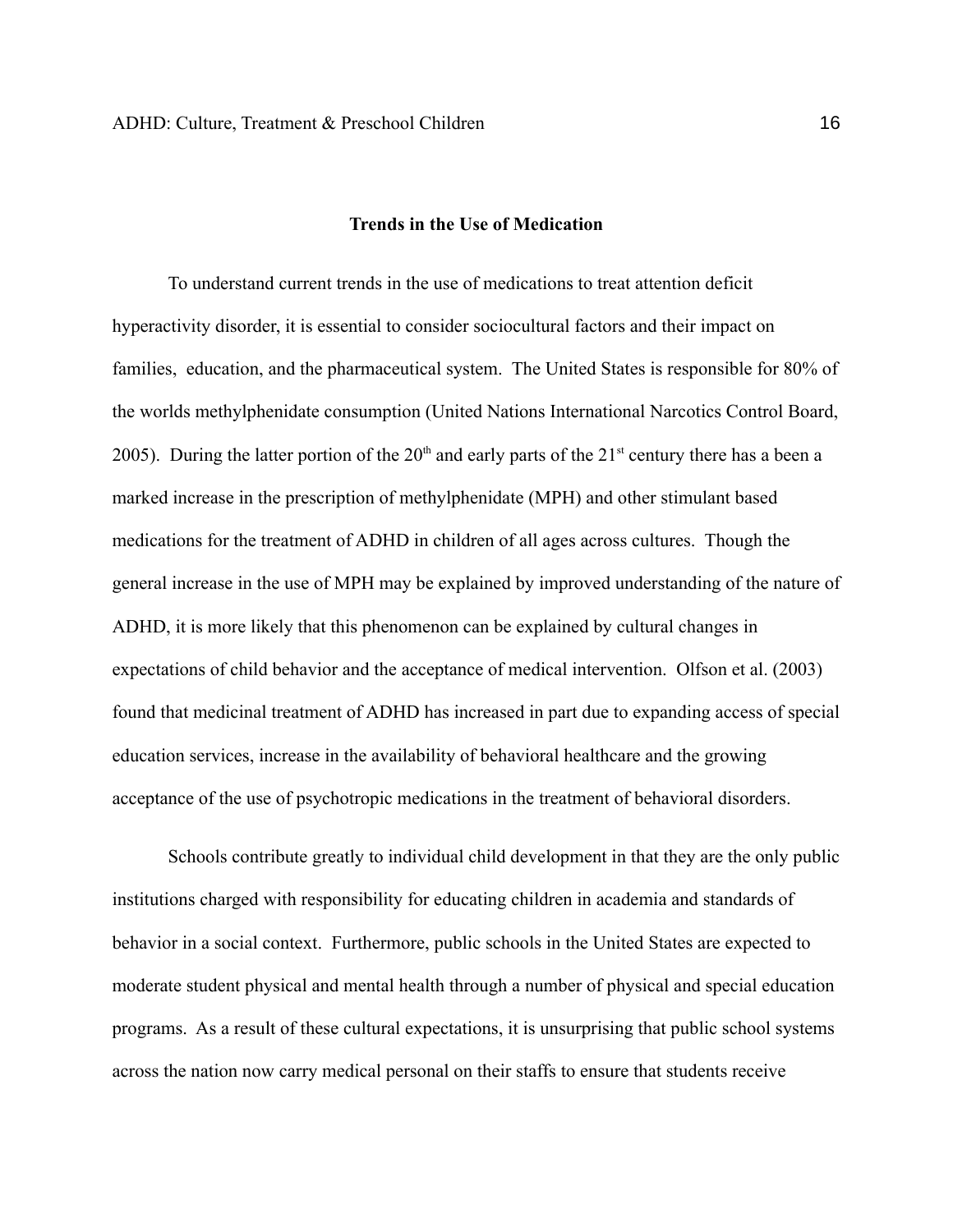**Trends in the Use of Medication**

To understand current trends in the use of medications to treat attention deficit hyperactivity disorder, it is essential to consider sociocultural factors and their impact on families, education, and the pharmaceutical system. The United States is responsible for 80% of the worlds methylphenidate consumption (United Nations International Narcotics Control Board, 2005). During the latter portion of the 20th and early parts of the 21st century there has a been a marked increase in the prescription of methylphenidate (MPH) and other stimulant based medications for the treatment of ADHD in children of all ages across cultures. Though the general increase in the use of MPH may be explained by improved understanding of the nature of ADHD, it is more likely that this phenomenon can be explained by cultural changes in expectations of child behavior and the acceptance of medical intervention. Olfson et al. (2003) found that medicinal treatment of ADHD has increased in part due to expanding access of special education services, increase in the availability of behavioral healthcare and the growing acceptance of the use of psychotropic medications in the treatment of behavioral disorders.

Schools contribute greatly to individual child development in that they are the only public institutions charged with responsibility for educating children in academia and standards of behavior in a social context. Furthermore, public schools in the United States are expected to moderate student physical and mental health through a number of physical and special education programs. As a result of these cultural expectations, it is unsurprising that public school systems across the nation now carry medical personal on their staffs to ensure that students receive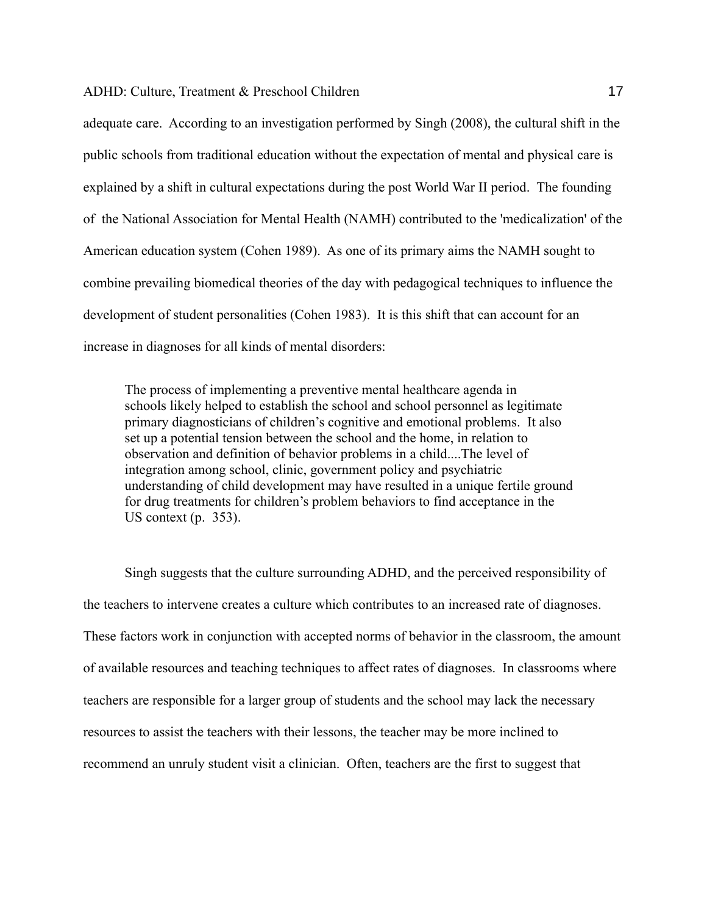adequate care. According to an investigation performed by Singh (2008), the cultural shift in the public schools from traditional education without the expectation of mental and physical care is explained by a shift in cultural expectations during the post World War II period. The founding of the National Association for Mental Health (NAMH) contributed to the 'medicalization' of the American education system (Cohen 1989). As one of its primary aims the NAMH sought to combine prevailing biomedical theories of the day with pedagogical techniques to influence the development of student personalities (Cohen 1983). It is this shift that can account for an increase in diagnoses for all kinds of mental disorders:

> The process of implementing a preventive mental healthcare agenda in schools likely helped to establish the school and school personnel as legitimate primary diagnosticians of children's cognitive and emotional problems. It also set up a potential tension between the school and the home, in relation to observation and definition of behavior problems in a child....The level of integration among school, clinic, government policy and psychiatric understanding of child development may have resulted in a unique fertile ground for drug treatments for children's problem behaviors to find acceptance in the US context (p. 353).

Singh suggests that the culture surrounding ADHD, and the perceived responsibility of the teachers to intervene creates a culture which contributes to an increased rate of diagnoses. These factors work in conjunction with accepted norms of behavior in the classroom, the amount of available resources and teaching techniques to affect rates of diagnoses. In classrooms where teachers are responsible for a larger group of students and the school may lack the necessary resources to assist the teachers with their lessons, the teacher may be more inclined to recommend an unruly student visit a clinician. Often, teachers are the first to suggest that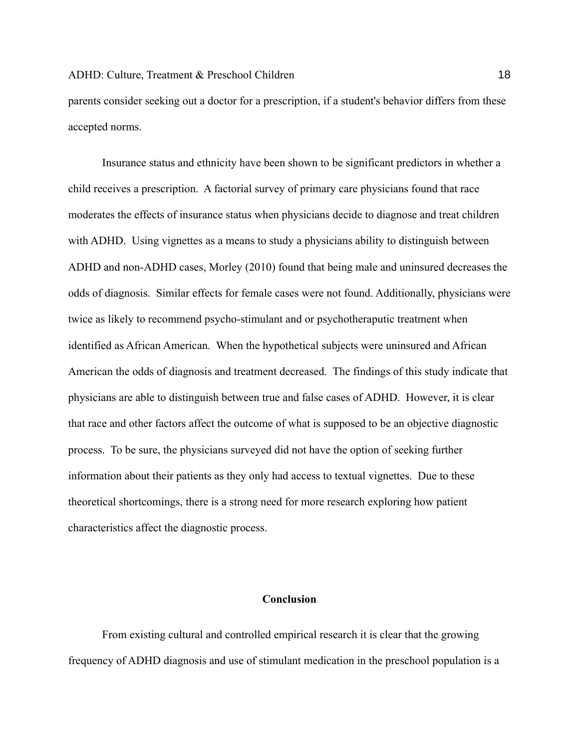parents consider seeking out a doctor for a prescription, if a student's behavior differs from these accepted norms.

Insurance status and ethnicity have been shown to be significant predictors in whether a child receives a prescription. A factorial survey of primary care physicians found that race moderates the effects of insurance status when physicians decide to diagnose and treat children with ADHD. Using vignettes as a means to study a physicians ability to distinguish between ADHD and non-ADHD cases, Morley (2010) found that being male and uninsured decreases the odds of diagnosis. Similar effects for female cases were not found. Additionally, physicians were twice as likely to recommend psycho-stimulant and or psychotheraputic treatment when identified as African American. When the hypothetical subjects were uninsured and African American the odds of diagnosis and treatment decreased. The findings of this study indicate that physicians are able to distinguish between true and false cases of ADHD. However, it is clear that race and other factors affect the outcome of what is supposed to be an objective diagnostic process. To be sure, the physicians surveyed did not have the option of seeking further information about their patients as they only had access to textual vignettes. Due to these theoretical shortcomings, there is a strong need for more research exploring how patient characteristics affect the diagnostic process.

## Conclusion

From existing cultural and controlled empirical research it is clear that the growing frequency of ADHD diagnosis and use of stimulant medication in the preschool population is a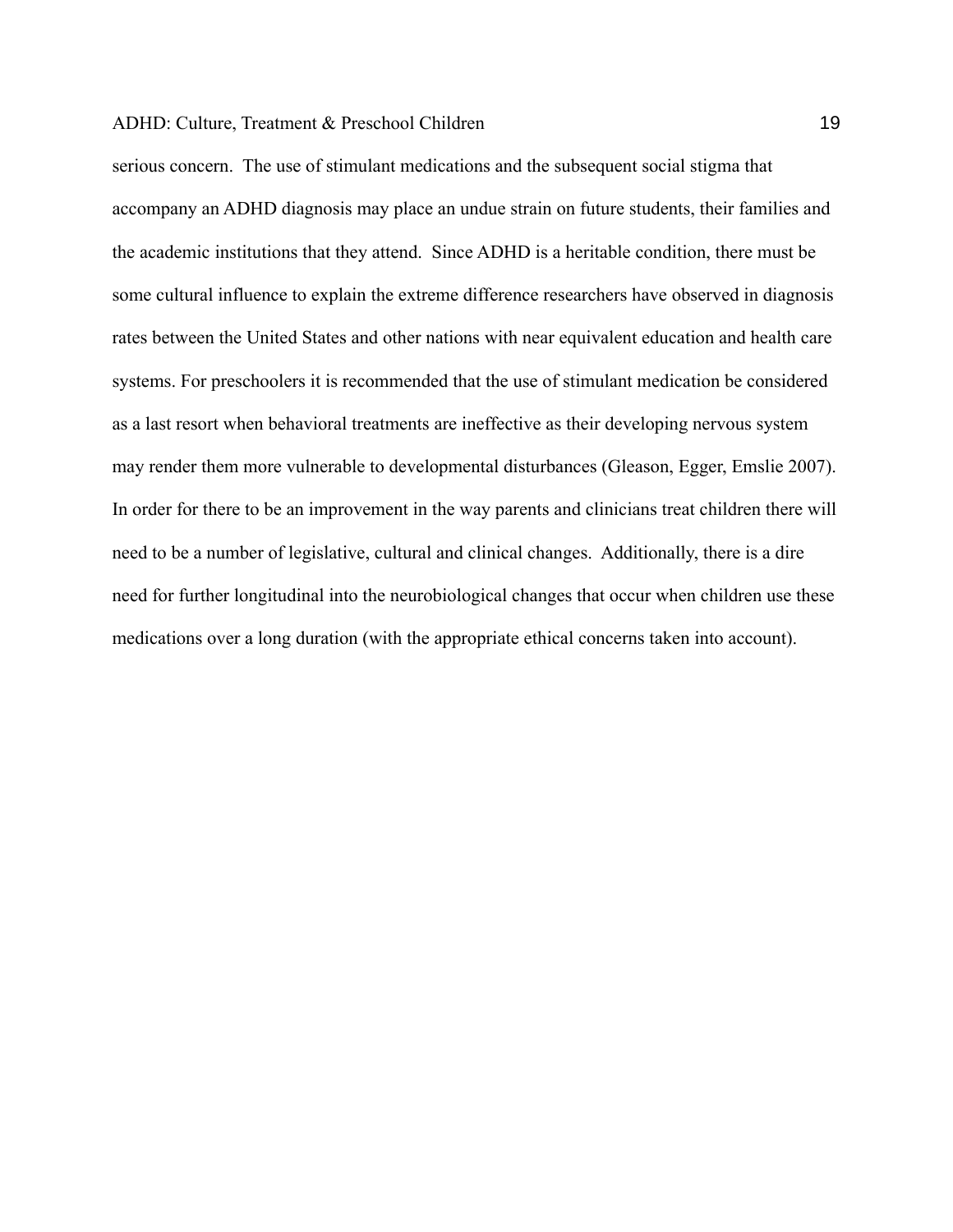serious concern. The use of stimulant medications and the subsequent social stigma that accompany an ADHD diagnosis may place an undue strain on future students, their families and the academic institutions that they attend. Since ADHD is a heritable condition, there must be some cultural influence to explain the extreme difference researchers have observed in diagnosis rates between the United States and other nations with near equivalent education and health care systems. For preschoolers it is recommended that the use of stimulant medication be considered as a last resort when behavioral treatments are ineffective as their developing nervous system may render them more vulnerable to developmental disturbances (Gleason, Egger, Emslie 2007). In order for there to be an improvement in the way parents and clinicians treat children there will need to be a number of legislative, cultural and clinical changes. Additionally, there is a dire need for further longitudinal into the neurobiological changes that occur when children use these medications over a long duration (with the appropriate ethical concerns taken into account).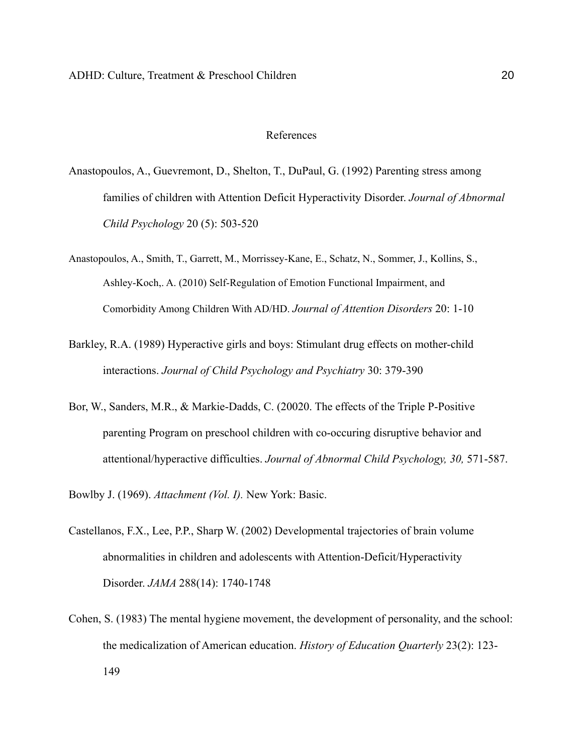# References

Anastopoulos, A., Guevremont, D., Shelton, T., DuPaul, G. (1992) Parenting stress among families of children with Attention Deficit Hyperactivity Disorder. *Journal of Abnormal Child Psychology* 20 (5): 503-520

Anastopoulos, A., Smith, T., Garrett, M., Morrissey-Kane, E., Schatz, N., Sommer, J., Kollins, S., Ashley-Koch,. A. (2010) Self-Regulation of Emotion Functional Impairment, and Comorbidity Among Children With AD/HD. *Journal of Attention Disorders* 20: 1-10

Barkley, R.A. (1989) Hyperactive girls and boys: Stimulant drug effects on mother-child interactions. *Journal of Child Psychology and Psychiatry* 30: 379-390

Bor, W., Sanders, M.R., & Markie-Dadds, C. (20020. The effects of the Triple P-Positive parenting Program on preschool children with co-occuring disruptive behavior and attentional/hyperactive difficulties. *Journal of Abnormal Child Psychology, 30,* 571-587.

Bowlby J. (1969). *Attachment (Vol. I).* New York: Basic.

Castellanos, F.X., Lee, P.P., Sharp W. (2002) Developmental trajectories of brain volume abnormalities in children and adolescents with Attention-Deficit/Hyperactivity Disorder. *JAMA* 288(14): 1740-1748

Cohen, S. (1983) The mental hygiene movement, the development of personality, and the school: the medicalization of American education. *History of Education Quarterly* 23(2): 123-149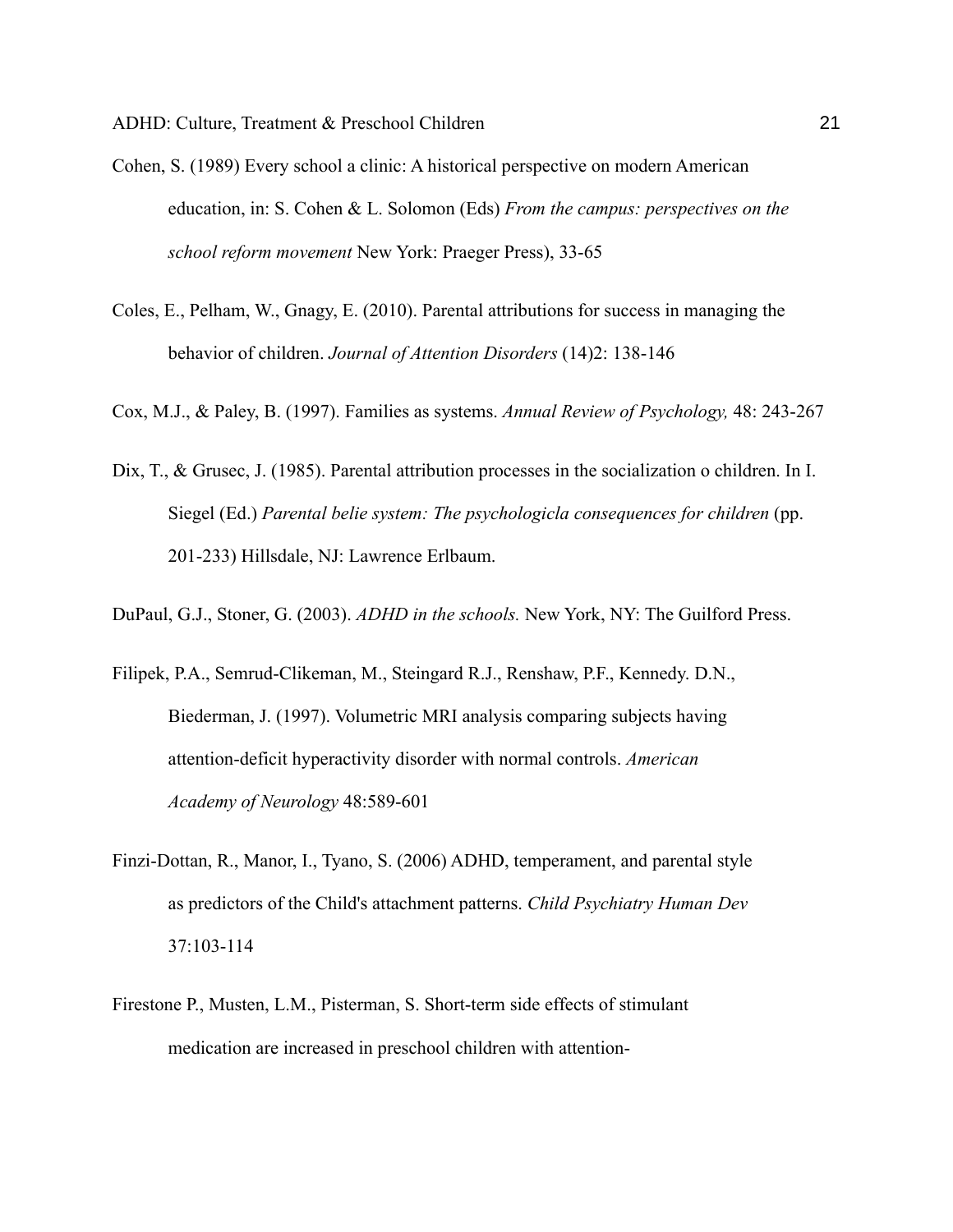Cohen, S. (1989) Every school a clinic: A historical perspective on modern American education, in: S. Cohen & L. Solomon (Eds) *From the campus: perspectives on the school reform movement* New York: Praeger Press), 33-65

Coles, E., Pelham, W., Gnagy, E. (2010). Parental attributions for success in managing the behavior of children. *Journal of Attention Disorders* (14)2: 138-146

Cox, M.J., & Paley, B. (1997). Families as systems. *Annual Review of Psychology,* 48: 243-267

Dix, T., & Grusec, J. (1985). Parental attribution processes in the socialization o children. In I. Siegel (Ed.) *Parental belie system: The psychologicla consequences for children* (pp. 201-233) Hillsdale, NJ: Lawrence Erlbaum.

DuPaul, G.J., Stoner, G. (2003). *ADHD in the schools.* New York, NY: The Guilford Press.

Filipek, P.A., Semrud-Clikeman, M., Steingard R.J., Renshaw, P.F., Kennedy. D.N., Biederman, J. (1997). Volumetric MRI analysis comparing subjects having attention-deficit hyperactivity disorder with normal controls. *American Academy of Neurology* 48:589-601

Finzi-Dottan, R., Manor, I., Tyano, S. (2006) ADHD, temperament, and parental style as predictors of the Child's attachment patterns. *Child Psychiatry Human Dev* 37:103-114

Firestone P., Musten, L.M., Pisterman, S. Short-term side effects of stimulant medication are increased in preschool children with attention-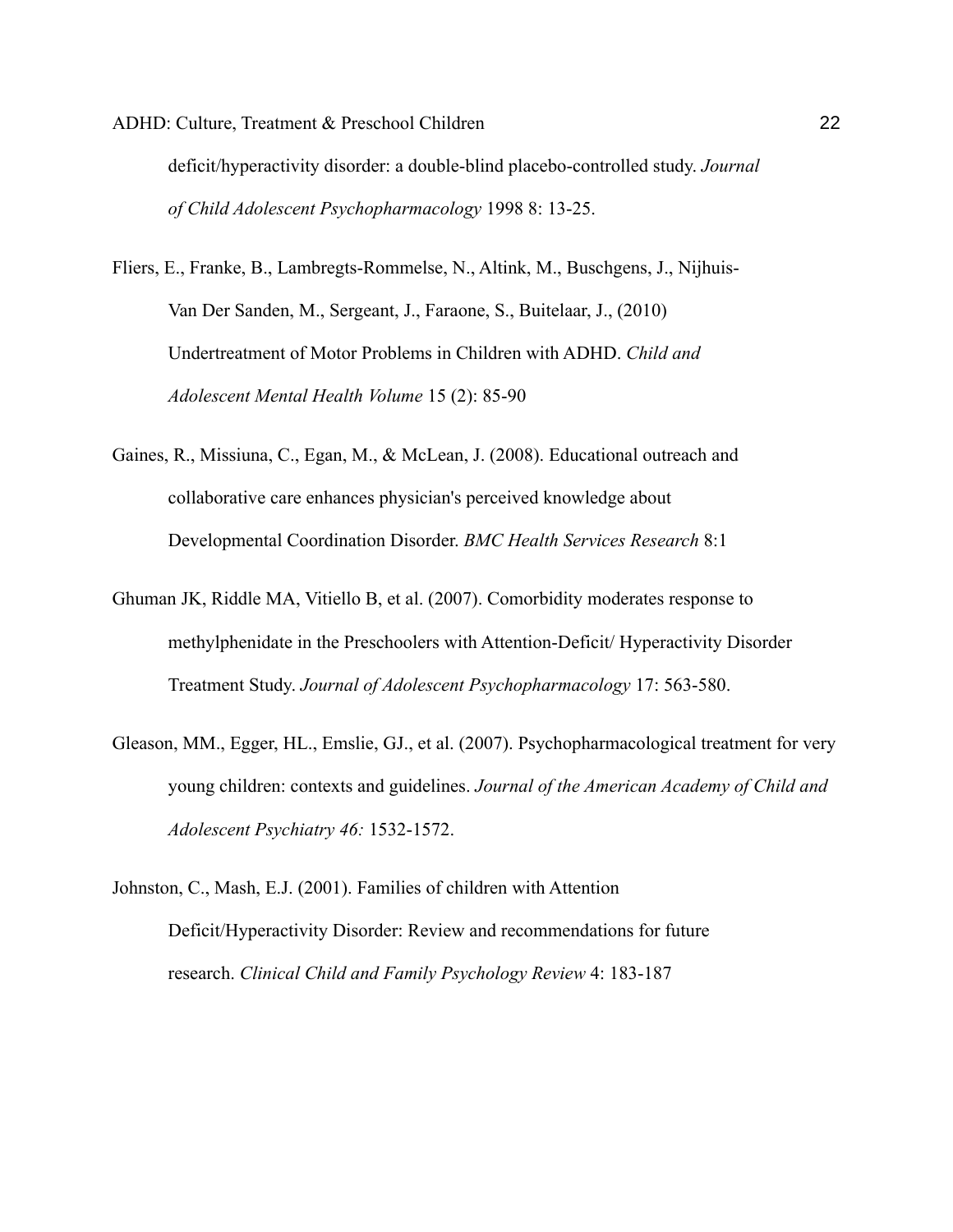deficit/hyperactivity disorder: a double-blind placebo-controlled study. *Journal of Child Adolescent Psychopharmacology* 1998 8: 13-25.

Fliers, E., Franke, B., Lambregts-Rommelse, N., Altink, M., Buschgens, J., Nijhuis-Van Der Sanden, M., Sergeant, J., Faraone, S., Buitelaar, J., (2010) Undertreatment of Motor Problems in Children with ADHD. *Child and Adolescent Mental Health Volume* 15 (2): 85-90

Gaines, R., Missiuna, C., Egan, M., & McLean, J. (2008). Educational outreach and collaborative care enhances physician's perceived knowledge about Developmental Coordination Disorder. *BMC Health Services Research* 8:1

Ghuman JK, Riddle MA, Vitiello B, et al. (2007). Comorbidity moderates response to methylphenidate in the Preschoolers with Attention-Deficit/ Hyperactivity Disorder Treatment Study. *Journal of Adolescent Psychopharmacology* 17: 563-580.

Gleason, MM., Egger, HL., Emslie, GJ., et al. (2007). Psychopharmacological treatment for very young children: contexts and guidelines. *Journal of the American Academy of Child and Adolescent Psychiatry 46:* 1532-1572.

Johnston, C., Mash, E.J. (2001). Families of children with Attention Deficit/Hyperactivity Disorder: Review and recommendations for future research. *Clinical Child and Family Psychology Review* 4: 183-187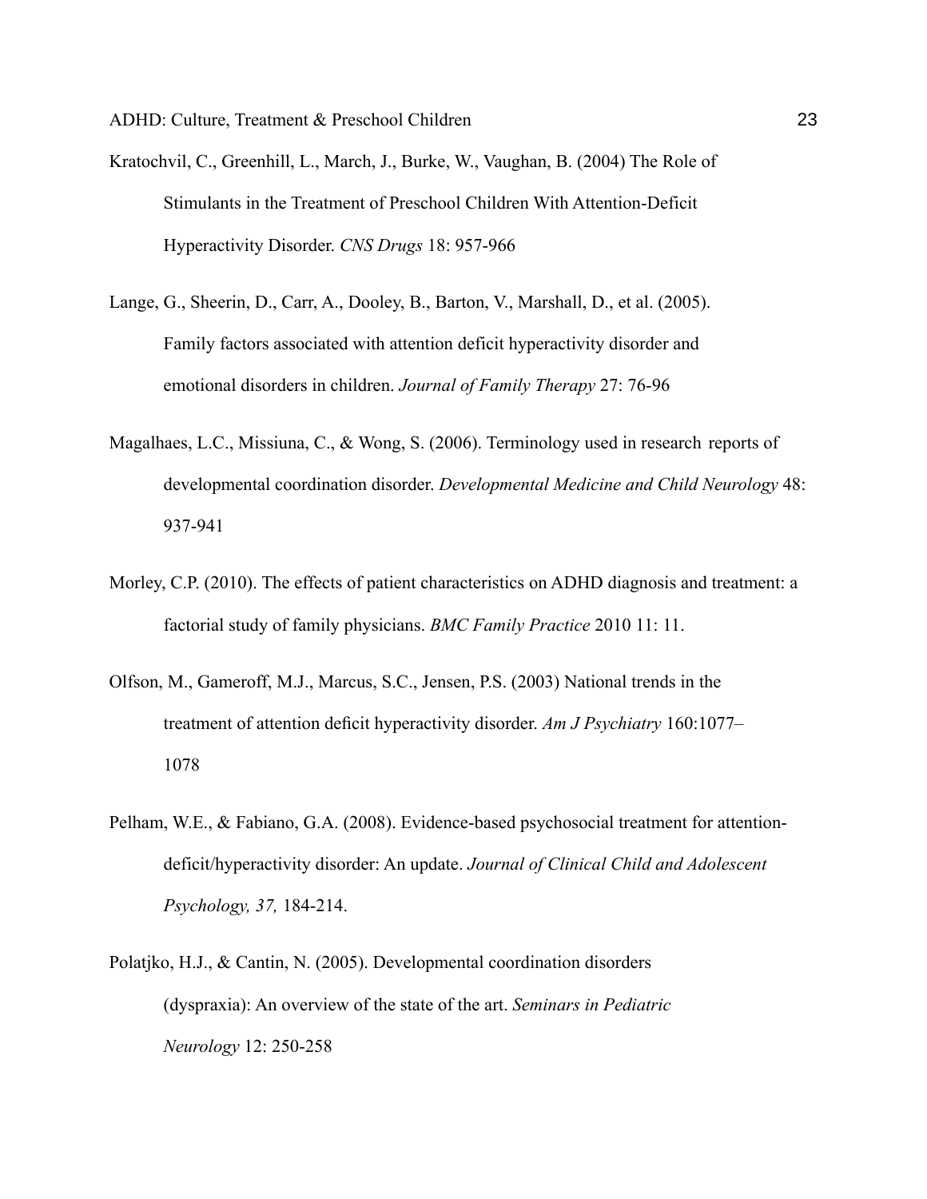Kratochvil, C., Greenhill, L., March, J., Burke, W., Vaughan, B. (2004) The Role of Stimulants in the Treatment of Preschool Children With Attention-Deficit Hyperactivity Disorder. *CNS Drugs* 18: 957-966

Lange, G., Sheerin, D., Carr, A., Dooley, B., Barton, V., Marshall, D., et al. (2005). Family factors associated with attention deficit hyperactivity disorder and emotional disorders in children. *Journal of Family Therapy* 27: 76-96

Magalhaes, L.C., Missiuna, C., & Wong, S. (2006). Terminology used in research reports of developmental coordination disorder. *Developmental Medicine and Child Neurology* 48: 937-941

Morley, C.P. (2010). The effects of patient characteristics on ADHD diagnosis and treatment: a factorial study of family physicians. *BMC Family Practice* 2010 11: 11.

Olfson, M., Gameroff, M.J., Marcus, S.C., Jensen, P.S. (2003) National trends in the treatment of attention deficit hyperactivity disorder. *Am J Psychiatry* 160:1077–1078

Pelham, W.E., & Fabiano, G.A. (2008). Evidence-based psychosocial treatment for attention-deficit/hyperactivity disorder: An update. *Journal of Clinical Child and Adolescent Psychology, 37,* 184-214.

Polatjko, H.J., & Cantin, N. (2005). Developmental coordination disorders (dyspraxia): An overview of the state of the art. *Seminars in Pediatric Neurology* 12: 250-258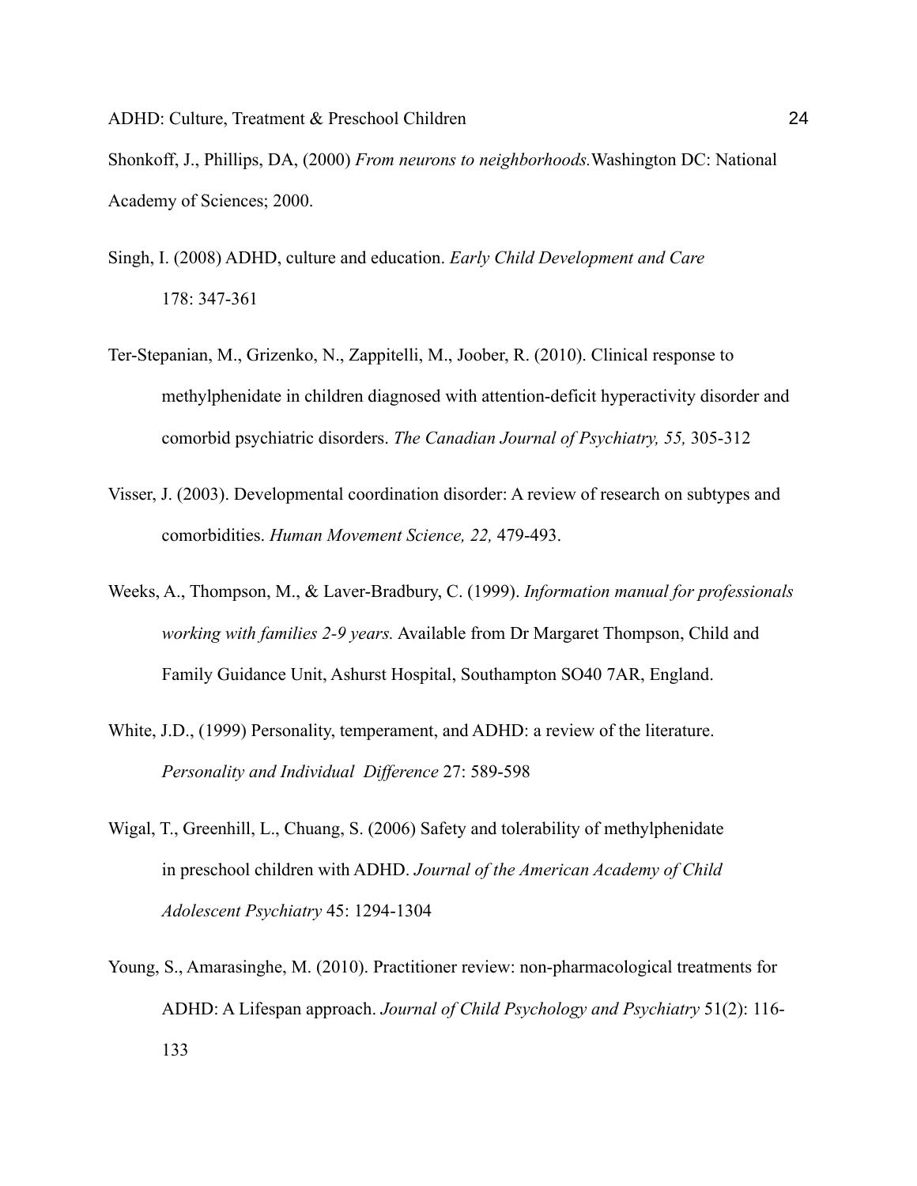Shonkoff, J., Phillips, DA, (2000) *From neurons to neighborhoods.*Washington DC: National Academy of Sciences; 2000.

Singh, I. (2008) ADHD, culture and education. *Early Child Development and Care* 178: 347-361

Ter-Stepanian, M., Grizenko, N., Zappitelli, M., Joober, R. (2010). Clinical response to methylphenidate in children diagnosed with attention-deficit hyperactivity disorder and comorbid psychiatric disorders. *The Canadian Journal of Psychiatry, 55,* 305-312

Visser, J. (2003). Developmental coordination disorder: A review of research on subtypes and comorbidities. *Human Movement Science, 22,* 479-493.

Weeks, A., Thompson, M., & Laver-Bradbury, C. (1999). *Information manual for professionals working with families 2-9 years.* Available from Dr Margaret Thompson, Child and Family Guidance Unit, Ashurst Hospital, Southampton SO40 7AR, England.

White, J.D., (1999) Personality, temperament, and ADHD: a review of the literature. *Personality and Individual Difference* 27: 589-598

Wigal, T., Greenhill, L., Chuang, S. (2006) Safety and tolerability of methylphenidate in preschool children with ADHD. *Journal of the American Academy of Child Adolescent Psychiatry* 45: 1294-1304

Young, S., Amarasinghe, M. (2010). Practitioner review: non-pharmacological treatments for ADHD: A Lifespan approach. *Journal of Child Psychology and Psychiatry* 51(2): 116-133